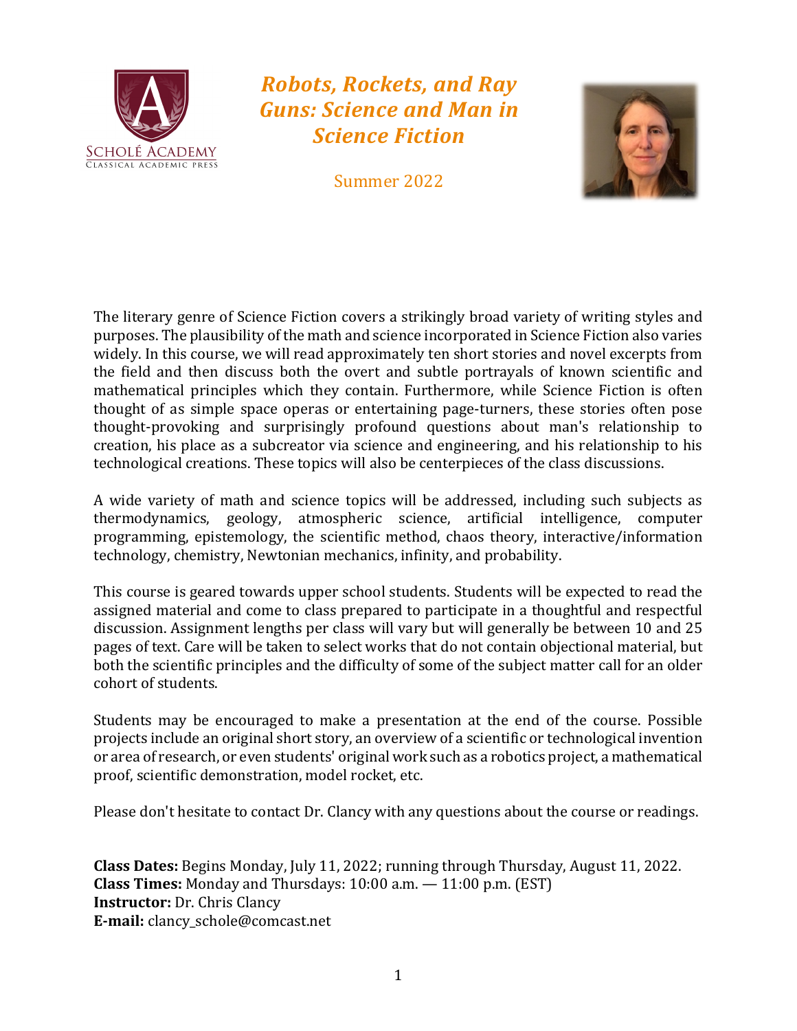# *Robots, Rockets, and Ray Guns: Science and Man in Science Fiction*

Summer 2022

The literary genre of Science Fiction covers a strikingly broad variety of writing styles and purposes. The plausibility of the math and science incorporated in Science Fiction also varies widely. In this course, we will read approximately ten short stories and novel excerpts from the field and then discuss both the overt and subtle portrayals of known scientific and mathematical principles which they contain. Furthermore, while Science Fiction is often thought of as simple space operas or entertaining page-turners, these stories often pose thought-provoking and surprisingly profound questions about man's relationship to creation, his place as a subcreator via science and engineering, and his relationship to his technological creations. These topics will also be centerpieces of the class discussions.

A wide variety of math and science topics will be addressed, including such subjects as thermodynamics, geology, atmospheric science, artificial intelligence, computer programming, epistemology, the scientific method, chaos theory, interactive/information technology, chemistry, Newtonian mechanics, infinity, and probability.

This course is geared towards upper school students. Students will be expected to read the assigned material and come to class prepared to participate in a thoughtful and respectful discussion. Assignment lengths per class will vary but will generally be between 10 and 25 pages of text. Care will be taken to select works that do not contain objectional material, but both the scientific principles and the difficulty of some of the subject matter call for an older cohort of students.

Students may be encouraged to make a presentation at the end of the course. Possible projects include an original short story, an overview of a scientific or technological invention or area of research, or even students' original work such as a robotics project, a mathematical proof, scientific demonstration, model rocket, etc.

Please don't hesitate to contact Dr. Clancy with any questions about the course or readings.

**Class Dates:** Begins Monday, July 11, 2022; running through Thursday, August 11, 2022.
**Class Times:** Monday and Thursdays: 10:00 a.m. — 11:00 p.m. (EST)
**Instructor:** Dr. Chris Clancy
**E-mail:** clancy_schole@comcast.net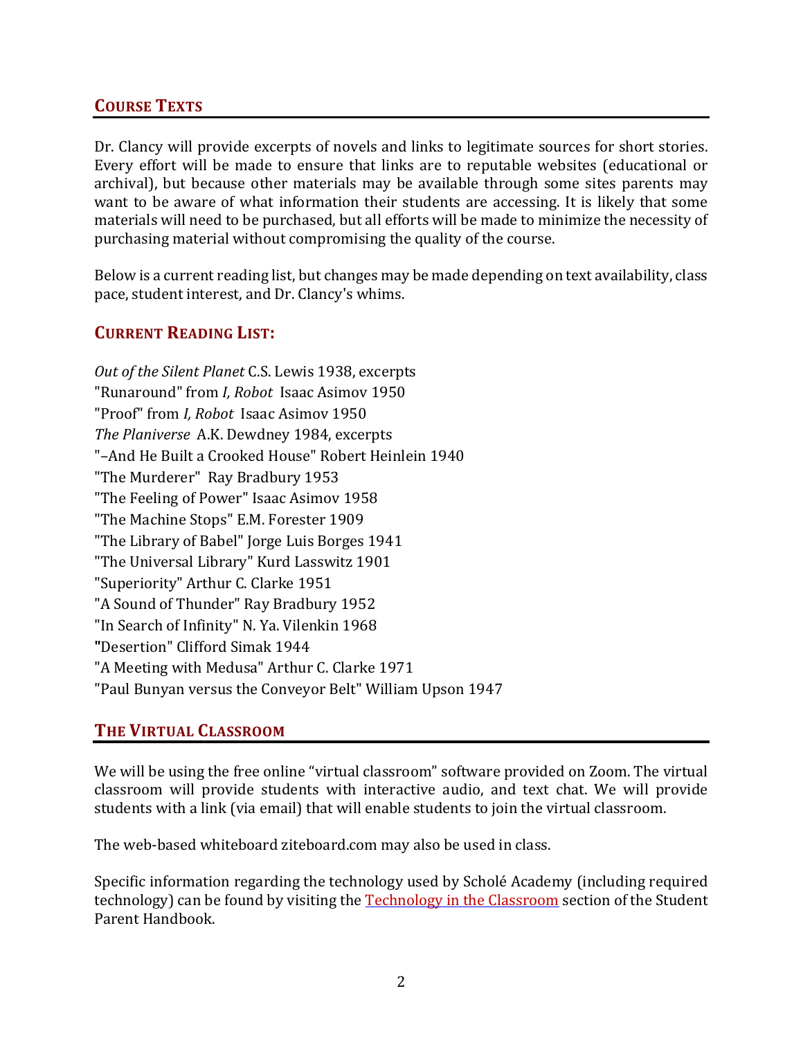## COURSE TEXTS

Dr. Clancy will provide excerpts of novels and links to legitimate sources for short stories. Every effort will be made to ensure that links are to reputable websites (educational or archival), but because other materials may be available through some sites parents may want to be aware of what information their students are accessing. It is likely that some materials will need to be purchased, but all efforts will be made to minimize the necessity of purchasing material without compromising the quality of the course.

Below is a current reading list, but changes may be made depending on text availability, class pace, student interest, and Dr. Clancy's whims.

### CURRENT READING LIST:

*Out of the Silent Planet* C.S. Lewis 1938, excerpts
"Runaround" from *I, Robot* Isaac Asimov 1950
"Proof" from *I, Robot* Isaac Asimov 1950
*The Planiverse* A.K. Dewdney 1984, excerpts
"–And He Built a Crooked House" Robert Heinlein 1940
"The Murderer" Ray Bradbury 1953
"The Feeling of Power" Isaac Asimov 1958
"The Machine Stops" E.M. Forester 1909
"The Library of Babel" Jorge Luis Borges 1941
"The Universal Library" Kurd Lasswitz 1901
"Superiority" Arthur C. Clarke 1951
"A Sound of Thunder" Ray Bradbury 1952
"In Search of Infinity" N. Ya. Vilenkin 1968
"Desertion" Clifford Simak 1944
"A Meeting with Medusa" Arthur C. Clarke 1971
"Paul Bunyan versus the Conveyor Belt" William Upson 1947

## THE VIRTUAL CLASSROOM

We will be using the free online "virtual classroom" software provided on Zoom. The virtual classroom will provide students with interactive audio, and text chat. We will provide students with a link (via email) that will enable students to join the virtual classroom.

The web-based whiteboard ziteboard.com may also be used in class.

Specific information regarding the technology used by Scholé Academy (including required technology) can be found by visiting the [Technology in the Classroom] section of the Student Parent Handbook.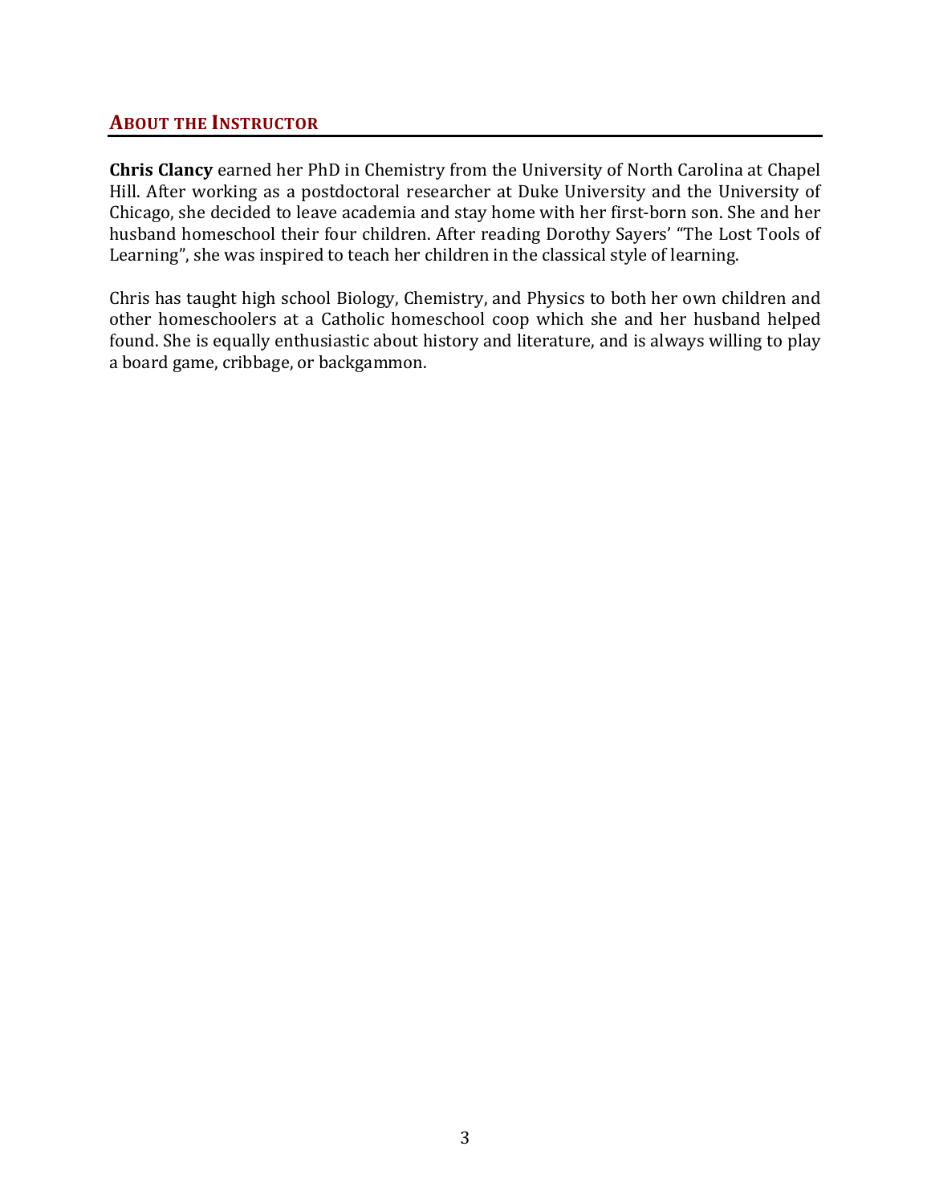## About the Instructor

**Chris Clancy** earned her PhD in Chemistry from the University of North Carolina at Chapel Hill. After working as a postdoctoral researcher at Duke University and the University of Chicago, she decided to leave academia and stay home with her first-born son. She and her husband homeschool their four children. After reading Dorothy Sayers' "The Lost Tools of Learning", she was inspired to teach her children in the classical style of learning.

Chris has taught high school Biology, Chemistry, and Physics to both her own children and other homeschoolers at a Catholic homeschool coop which she and her husband helped found. She is equally enthusiastic about history and literature, and is always willing to play a board game, cribbage, or backgammon.